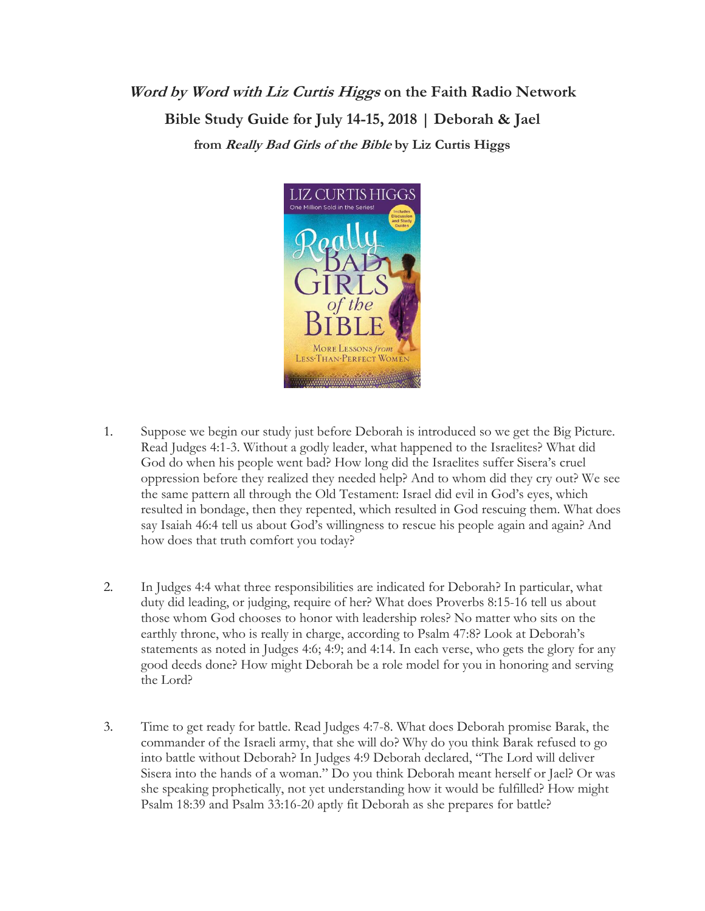# *Word by Word with Liz Curtis Higgs* on the Faith Radio Network

## Bible Study Guide for July 14-15, 2018 | Deborah & Jael

### from *Really Bad Girls of the Bible* by Liz Curtis Higgs

1. Suppose we begin our study just before Deborah is introduced so we get the Big Picture. Read Judges 4:1-3. Without a godly leader, what happened to the Israelites? What did God do when his people went bad? How long did the Israelites suffer Sisera's cruel oppression before they realized they needed help? And to whom did they cry out? We see the same pattern all through the Old Testament: Israel did evil in God's eyes, which resulted in bondage, then they repented, which resulted in God rescuing them. What does say Isaiah 46:4 tell us about God's willingness to rescue his people again and again? And how does that truth comfort you today?

2. In Judges 4:4 what three responsibilities are indicated for Deborah? In particular, what duty did leading, or judging, require of her? What does Proverbs 8:15-16 tell us about those whom God chooses to honor with leadership roles? No matter who sits on the earthly throne, who is really in charge, according to Psalm 47:8? Look at Deborah's statements as noted in Judges 4:6; 4:9; and 4:14. In each verse, who gets the glory for any good deeds done? How might Deborah be a role model for you in honoring and serving the Lord?

3. Time to get ready for battle. Read Judges 4:7-8. What does Deborah promise Barak, the commander of the Israeli army, that she will do? Why do you think Barak refused to go into battle without Deborah? In Judges 4:9 Deborah declared, "The Lord will deliver Sisera into the hands of a woman." Do you think Deborah meant herself or Jael? Or was she speaking prophetically, not yet understanding how it would be fulfilled? How might Psalm 18:39 and Psalm 33:16-20 aptly fit Deborah as she prepares for battle?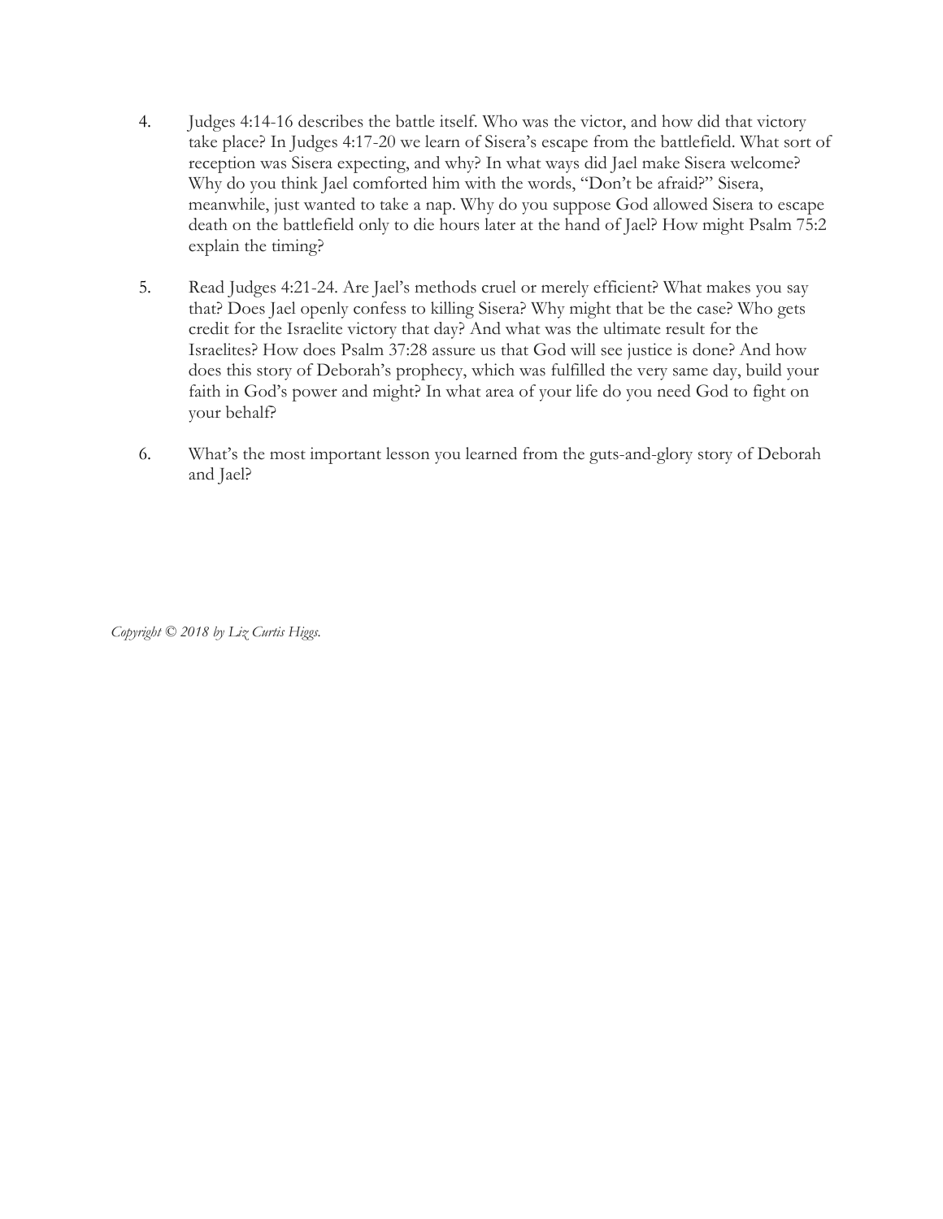4. Judges 4:14-16 describes the battle itself. Who was the victor, and how did that victory take place? In Judges 4:17-20 we learn of Sisera's escape from the battlefield. What sort of reception was Sisera expecting, and why? In what ways did Jael make Sisera welcome? Why do you think Jael comforted him with the words, "Don't be afraid?" Sisera, meanwhile, just wanted to take a nap. Why do you suppose God allowed Sisera to escape death on the battlefield only to die hours later at the hand of Jael? How might Psalm 75:2 explain the timing?

5. Read Judges 4:21-24. Are Jael's methods cruel or merely efficient? What makes you say that? Does Jael openly confess to killing Sisera? Why might that be the case? Who gets credit for the Israelite victory that day? And what was the ultimate result for the Israelites? How does Psalm 37:28 assure us that God will see justice is done? And how does this story of Deborah's prophecy, which was fulfilled the very same day, build your faith in God's power and might? In what area of your life do you need God to fight on your behalf?

6. What's the most important lesson you learned from the guts-and-glory story of Deborah and Jael?

*Copyright © 2018 by Liz Curtis Higgs.*